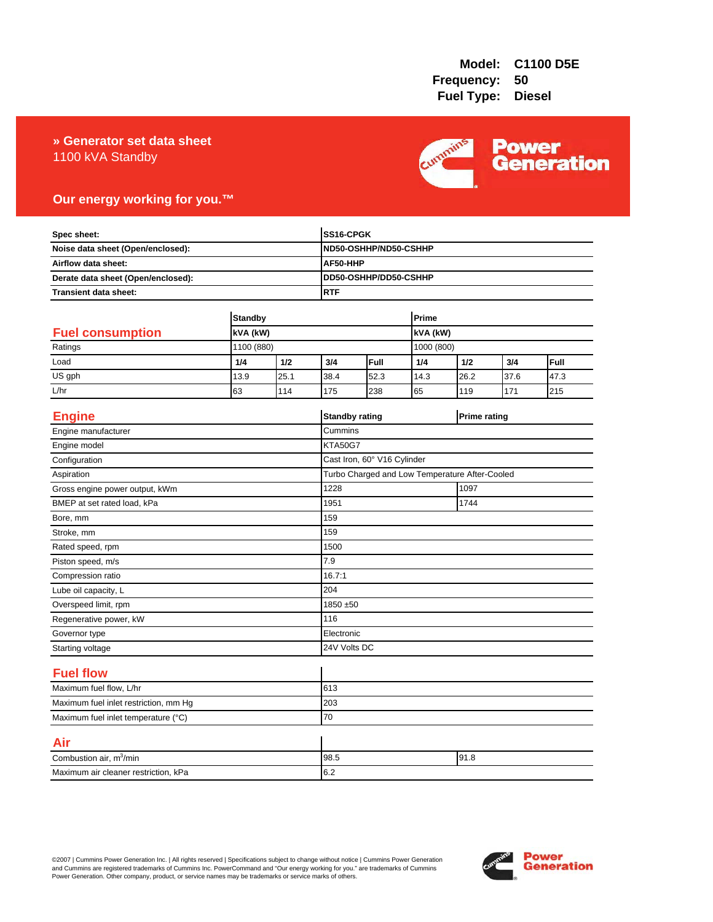**Model:** C1100 D5E
**Frequency:** 50
**Fuel Type:** Diesel

# » Generator set data sheet

1100 kVA Standby

**Our energy working for you.™**

| | |
|---|---|
| **Spec sheet:** | **SS16-CPGK** |
| **Noise data sheet (Open/enclosed):** | **ND50-OSHHP/ND50-CSHHP** |
| **Airflow data sheet:** | **AF50-HHP** |
| **Derate data sheet (Open/enclosed):** | **DD50-OSHHP/DD50-CSHHP** |
| **Transient data sheet:** | **RTF** |

## Fuel consumption

| | **Standby** | | | | **Prime** | | | |
|---|---|---|---|---|---|---|---|---|
| | **kVA (kW)** | | | | **kVA (kW)** | | | |
| Ratings | 1100 (880) | | | | 1000 (800) | | | |
| Load | **1/4** | **1/2** | **3/4** | **Full** | **1/4** | **1/2** | **3/4** | **Full** |
| US gph | 13.9 | 25.1 | 38.4 | 52.3 | 14.3 | 26.2 | 37.6 | 47.3 |
| L/hr | 63 | 114 | 175 | 238 | 65 | 119 | 171 | 215 |

## Engine

| | **Standby rating** | **Prime rating** |
|---|---|---|
| Engine manufacturer | Cummins | |
| Engine model | KTA50G7 | |
| Configuration | Cast Iron, 60° V16 Cylinder | |
| Aspiration | Turbo Charged and Low Temperature After-Cooled | |
| Gross engine power output, kWm | 1228 | 1097 |
| BMEP at set rated load, kPa | 1951 | 1744 |
| Bore, mm | 159 | |
| Stroke, mm | 159 | |
| Rated speed, rpm | 1500 | |
| Piston speed, m/s | 7.9 | |
| Compression ratio | 16.7:1 | |
| Lube oil capacity, L | 204 | |
| Overspeed limit, rpm | 1850 ±50 | |
| Regenerative power, kW | 116 | |
| Governor type | Electronic | |
| Starting voltage | 24V Volts DC | |

## Fuel flow

| | |
|---|---|
| Maximum fuel flow, L/hr | 613 |
| Maximum fuel inlet restriction, mm Hg | 203 |
| Maximum fuel inlet temperature (°C) | 70 |

## Air

| | | |
|---|---|---|
| Combustion air, $m^3$/min | 98.5 | 91.8 |
| Maximum air cleaner restriction, kPa | 6.2 | |

©2007 | Cummins Power Generation Inc. | All rights reserved | Specifications subject to change without notice | Cummins Power Generation and Cummins are registered trademarks of Cummins Inc. PowerCommand and "Our energy working for you." are trademarks of Cummins Power Generation. Other company, product, or service names may be trademarks or service marks of others.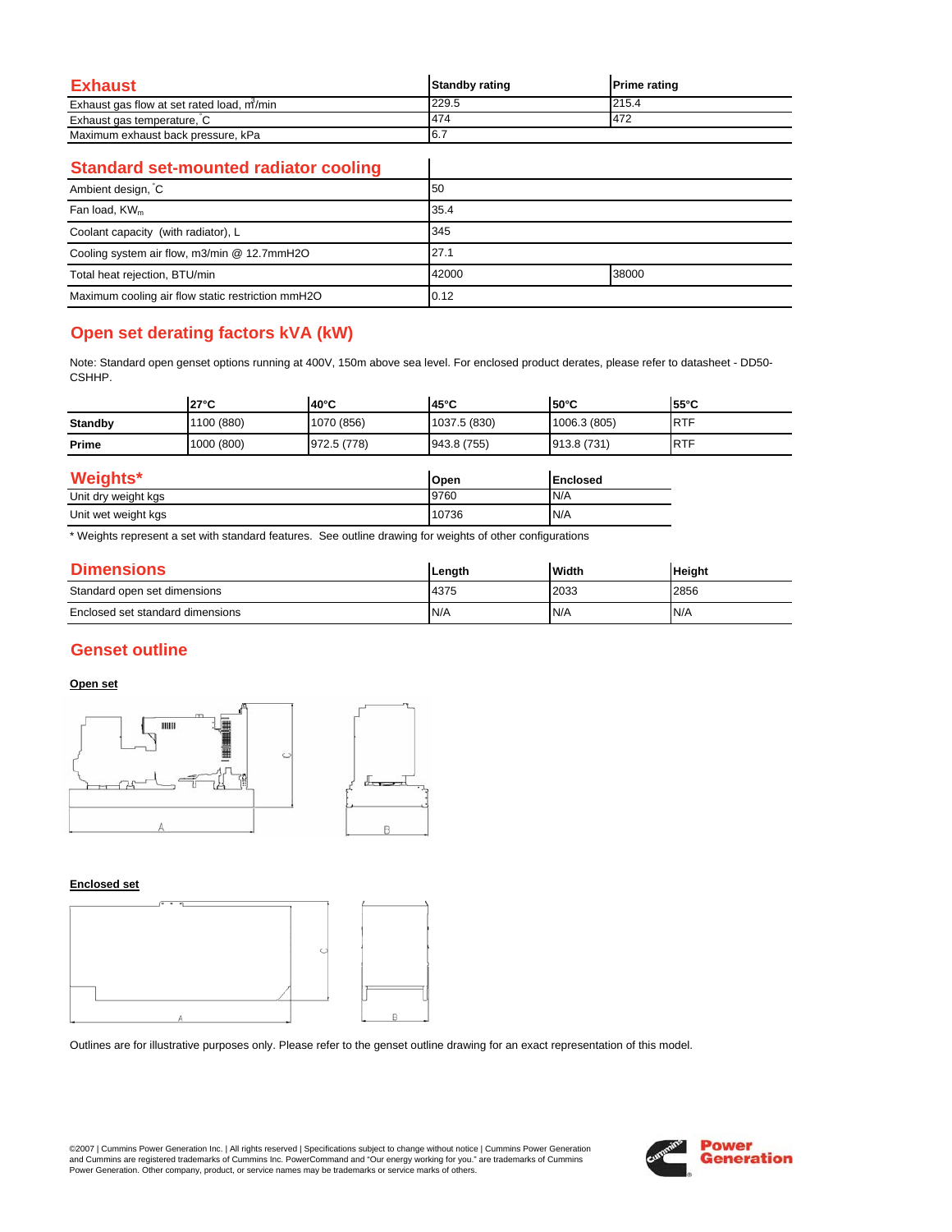## Exhaust

| Exhaust | Standby rating | Prime rating |
|---|---|---|
| Exhaust gas flow at set rated load, $m^3$/min | 229.5 | 215.4 |
| Exhaust gas temperature, °C | 474 | 472 |
| Maximum exhaust back pressure, kPa | 6.7 | |

## Standard set-mounted radiator cooling

| Standard set-mounted radiator cooling | | |
|---|---|---|
| Ambient design, °C | 50 | |
| Fan load, $KW_m$ | 35.4 | |
| Coolant capacity (with radiator), L | 345 | |
| Cooling system air flow, m3/min @ 12.7mmH2O | 27.1 | |
| Total heat rejection, BTU/min | 42000 | 38000 |
| Maximum cooling air flow static restriction mmH2O | 0.12 | |

## Open set derating factors kVA (kW)

Note: Standard open genset options running at 400V, 150m above sea level. For enclosed product derates, please refer to datasheet - DD50-CSHHP.

| | 27°C | 40°C | 45°C | 50°C | 55°C |
|---|---|---|---|---|---|
| **Standby** | 1100 (880) | 1070 (856) | 1037.5 (830) | 1006.3 (805) | RTF |
| **Prime** | 1000 (800) | 972.5 (778) | 943.8 (755) | 913.8 (731) | RTF |

## Weights*

| Weights* | Open | Enclosed |
|---|---|---|
| Unit dry weight kgs | 9760 | N/A |
| Unit wet weight kgs | 10736 | N/A |

\* Weights represent a set with standard features. See outline drawing for weights of other configurations

## Dimensions

| Dimensions | Length | Width | Height |
|---|---|---|---|
| Standard open set dimensions | 4375 | 2033 | 2856 |
| Enclosed set standard dimensions | N/A | N/A | N/A |

## Genset outline

**Open set**

**Enclosed set**

Outlines are for illustrative purposes only. Please refer to the genset outline drawing for an exact representation of this model.

©2007 | Cummins Power Generation Inc. | All rights reserved | Specifications subject to change without notice | Cummins Power Generation and Cummins are registered trademarks of Cummins Inc. PowerCommand and "Our energy working for you." are trademarks of Cummins Power Generation. Other company, product, or service names may be trademarks or service marks of others.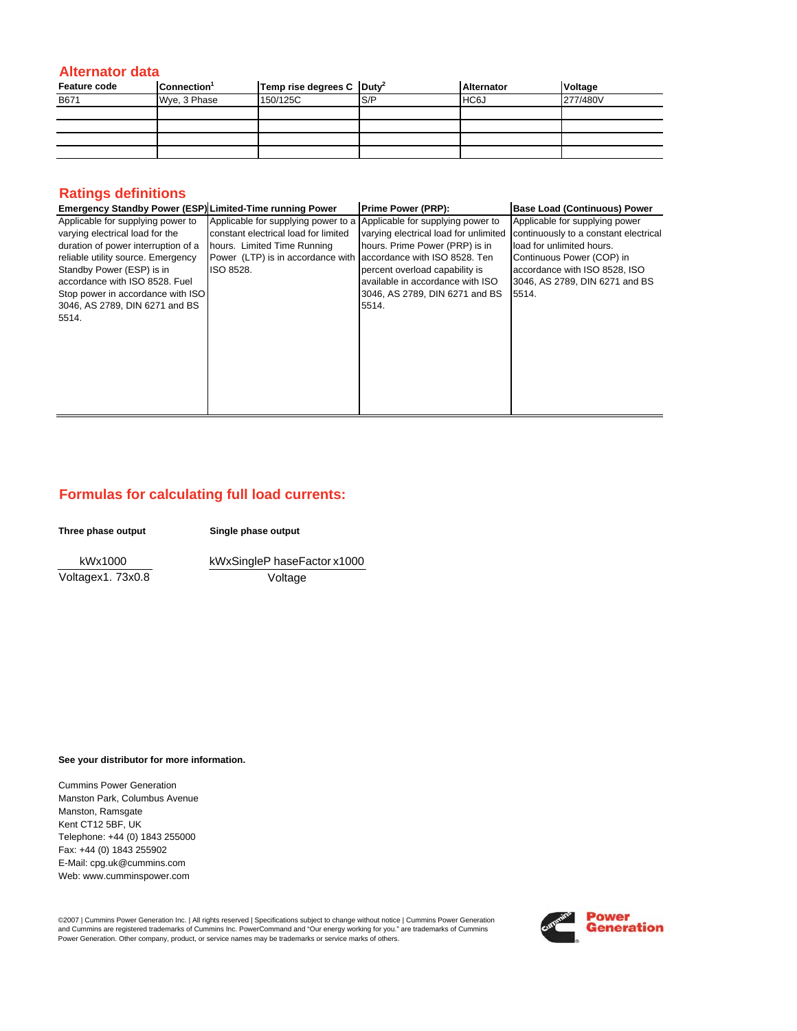## Alternator data

| Feature code | Connection[1] | Temp rise degrees C | Duty[2] | Alternator | Voltage |
|---|---|---|---|---|---|
| B671 | Wye, 3 Phase | 150/125C | S/P | HC6J | 277/480V |
| | | | | | |
| | | | | | |
| | | | | | |
| | | | | | |

## Ratings definitions

| Emergency Standby Power (ESP) | Limited-Time running Power | Prime Power (PRP): | Base Load (Continuous) Power |
|---|---|---|---|
| Applicable for supplying power to varying electrical load for the duration of power interruption of a reliable utility source. Emergency Standby Power (ESP) is in accordance with ISO 8528. Fuel Stop power in accordance with ISO 3046, AS 2789, DIN 6271 and BS 5514. | Applicable for supplying power to a constant electrical load for limited hours. Limited Time Running Power (LTP) is in accordance with ISO 8528. | Applicable for supplying power to varying electrical load for unlimited hours. Prime Power (PRP) is in accordance with ISO 8528. Ten percent overload capability is available in accordance with ISO 3046, AS 2789, DIN 6271 and BS 5514. | Applicable for supplying power continuously to a constant electrical load for unlimited hours. Continuous Power (COP) in accordance with ISO 8528, ISO 3046, AS 2789, DIN 6271 and BS 5514. |

## Formulas for calculating full load currents:

**Three phase output**

$$\frac{kW x 1000}{Voltage x 1.73 x 0.8}$$

**Single phase output**

$$\frac{kW x SinglePhaseFactor x 1000}{Voltage}$$

**See your distributor for more information.**

Cummins Power Generation
Manston Park, Columbus Avenue
Manston, Ramsgate
Kent CT12 5BF, UK
Telephone: +44 (0) 1843 255000
Fax: +44 (0) 1843 255902
E-Mail: cpg.uk@cummins.com
Web: www.cumminspower.com

©2007 | Cummins Power Generation Inc. | All rights reserved | Specifications subject to change without notice | Cummins Power Generation and Cummins are registered trademarks of Cummins Inc. PowerCommand and "Our energy working for you." are trademarks of Cummins Power Generation. Other company, product, or service names may be trademarks or service marks of others.

Power Generation